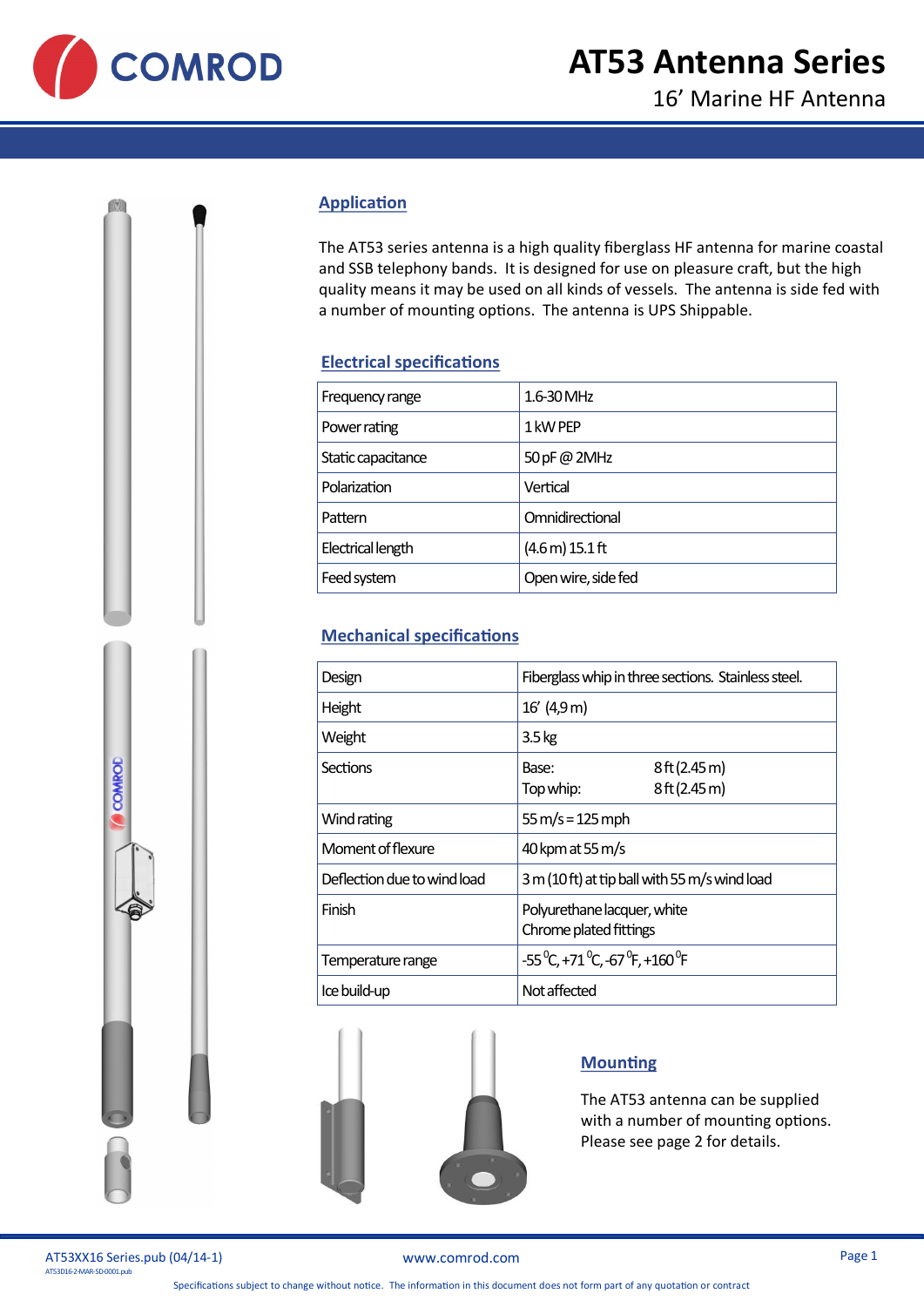# AT53 Antenna Series

16' Marine HF Antenna

## Application

The AT53 series antenna is a high quality fiberglass HF antenna for marine coastal and SSB telephony bands. It is designed for use on pleasure craft, but the high quality means it may be used on all kinds of vessels. The antenna is side fed with a number of mounting options. The antenna is UPS Shippable.

## Electrical specifications

| | |
|---|---|
| Frequency range | 1.6-30 MHz |
| Power rating | 1 kW PEP |
| Static capacitance | 50 pF @ 2MHz |
| Polarization | Vertical |
| Pattern | Omnidirectional |
| Electrical length | (4.6 m) 15.1 ft |
| Feed system | Open wire, side fed |

## Mechanical specifications

| | |
|---|---|
| Design | Fiberglass whip in three sections. Stainless steel. |
| Height | 16' (4,9 m) |
| Weight | 3.5 kg |
| Sections | Base: 8 ft (2.45 m)<br>Top whip: 8 ft (2.45 m) |
| Wind rating | 55 m/s = 125 mph |
| Moment of flexure | 40 kpm at 55 m/s |
| Deflection due to wind load | 3 m (10 ft) at tip ball with 55 m/s wind load |
| Finish | Polyurethane lacquer, white<br>Chrome plated fittings |
| Temperature range | -55 °C, +71 °C, -67 °F, +160 °F |
| Ice build-up | Not affected |

## Mounting

The AT53 antenna can be supplied with a number of mounting options. Please see page 2 for details.

AT53XX16 Series.pub (04/14-1)
AT53D16-2-MAR-SD-0001.pub

www.comrod.com

Specifications subject to change without notice. The information in this document does not form part of any quotation or contract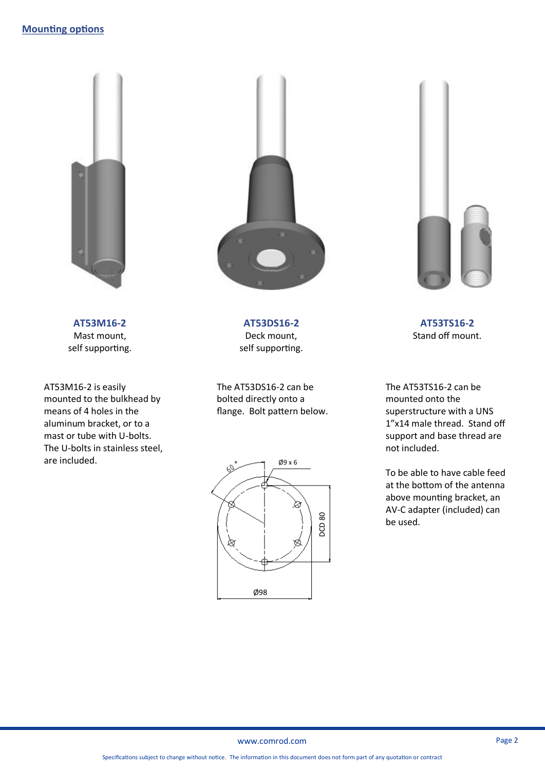## Mounting options

**AT53M16-2**
Mast mount,
self supporting.

AT53M16-2 is easily mounted to the bulkhead by means of 4 holes in the aluminum bracket, or to a mast or tube with U-bolts. The U-bolts in stainless steel, are included.

**AT53DS16-2**
Deck mount,
self supporting.

The AT53DS16-2 can be bolted directly onto a flange. Bolt pattern below.

60°
Ø9 x 6
DCD 80
Ø98

**AT53TS16-2**
Stand off mount.

The AT53TS16-2 can be mounted onto the superstructure with a UNS 1"x14 male thread. Stand off support and base thread are not included.

To be able to have cable feed at the bottom of the antenna above mounting bracket, an AV-C adapter (included) can be used.

www.comrod.com

Specifications subject to change without notice. The information in this document does not form part of any quotation or contract